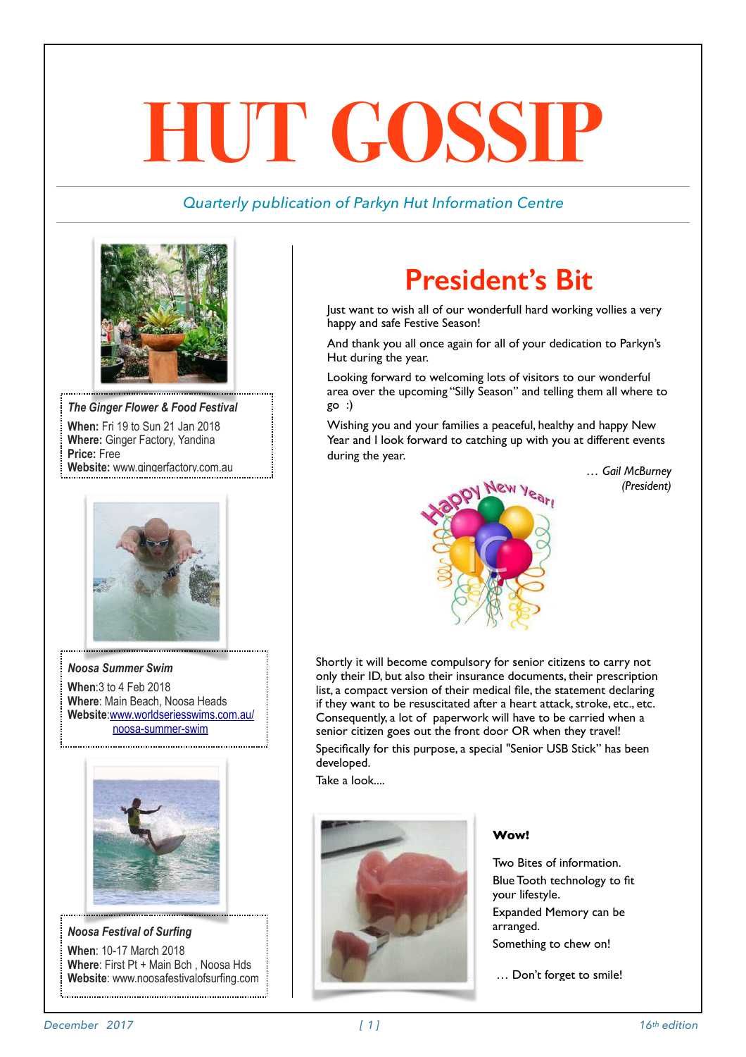# HUT GOSSIP

*Quarterly publication of Parkyn Hut Information Centre*

## President's Bit

Just want to wish all of our wonderfull hard working vollies a very happy and safe Festive Season!

And thank you all once again for all of your dedication to Parkyn's Hut during the year.

Looking forward to welcoming lots of visitors to our wonderful area over the upcoming "Silly Season" and telling them all where to go :)

Wishing you and your families a peaceful, healthy and happy New Year and I look forward to catching up with you at different events during the year.

*… Gail McBurney (President)*

Shortly it will become compulsory for senior citizens to carry not only their ID, but also their insurance documents, their prescription list, a compact version of their medical file, the statement declaring if they want to be resuscitated after a heart attack, stroke, etc., etc. Consequently, a lot of paperwork will have to be carried when a senior citizen goes out the front door OR when they travel!

Specifically for this purpose, a special "Senior USB Stick" has been developed.

Take a look....

**Wow!**

Two Bites of information.

Blue Tooth technology to fit your lifestyle.

Expanded Memory can be arranged.

Something to chew on!

… Don't forget to smile!

---

***The Ginger Flower & Food Festival***

**When:** Fri 19 to Sun 21 Jan 2018
**Where:** Ginger Factory, Yandina
**Price:** Free
**Website:** www.gingerfactory.com.au

***Noosa Summer Swim***

**When**:3 to 4 Feb 2018
**Where**: Main Beach, Noosa Heads
**Website**:www.worldseriesswims.com.au/noosa-summer-swim

***Noosa Festival of Surfing***

**When**: 10-17 March 2018
**Where**: First Pt + Main Bch , Noosa Hds
**Website**: www.noosafestivalofsurfing.com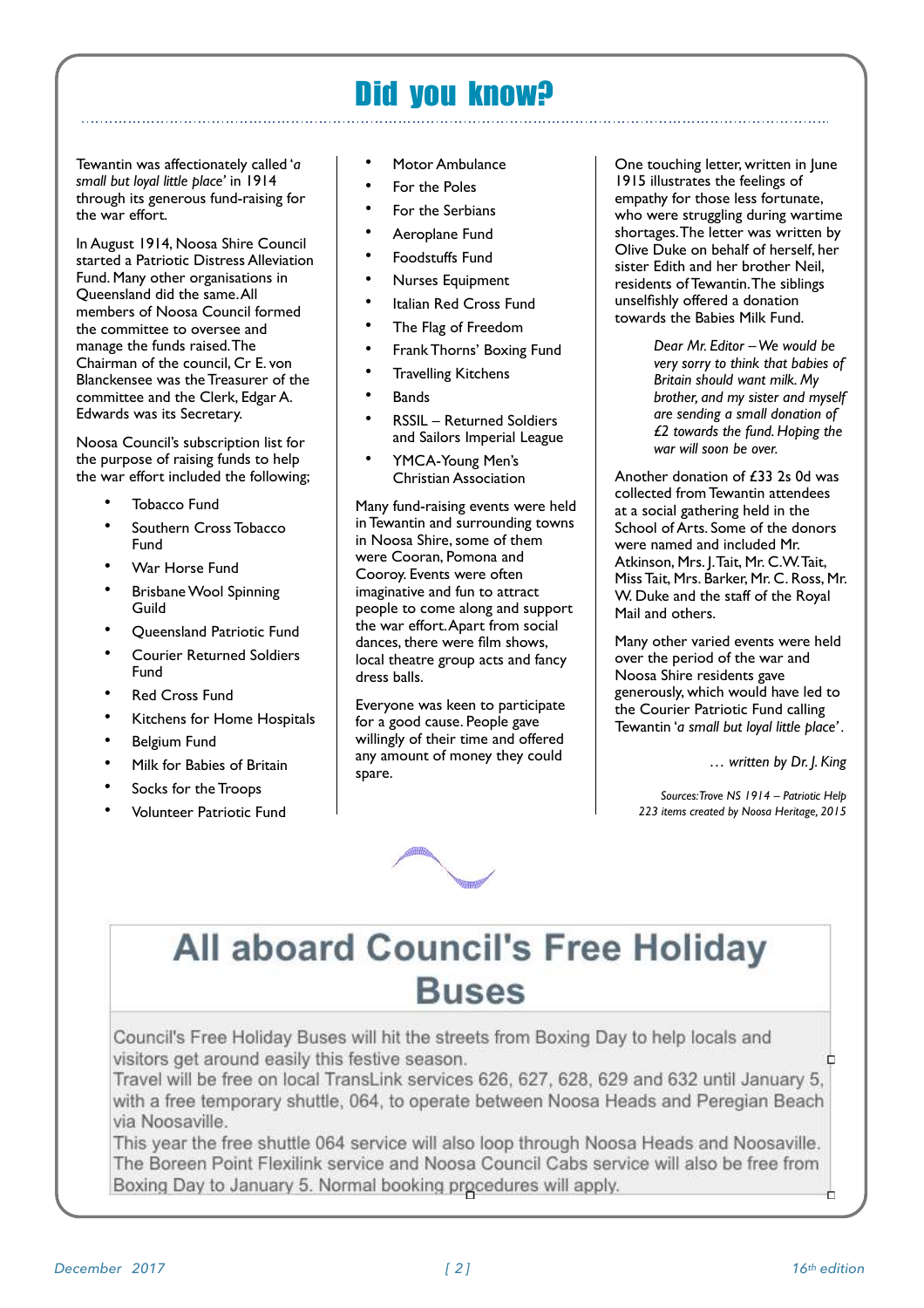# Did you know?

Tewantin was affectionately called '*a small but loyal little place*' in 1914 through its generous fund-raising for the war effort.

In August 1914, Noosa Shire Council started a Patriotic Distress Alleviation Fund. Many other organisations in Queensland did the same. All members of Noosa Council formed the committee to oversee and manage the funds raised. The Chairman of the council, Cr E. von Blanckensee was the Treasurer of the committee and the Clerk, Edgar A. Edwards was its Secretary.

Noosa Council's subscription list for the purpose of raising funds to help the war effort included the following;

- Tobacco Fund
- Southern Cross Tobacco Fund
- War Horse Fund
- Brisbane Wool Spinning Guild
- Queensland Patriotic Fund
- Courier Returned Soldiers Fund
- Red Cross Fund
- Kitchens for Home Hospitals
- Belgium Fund
- Milk for Babies of Britain
- Socks for the Troops
- Volunteer Patriotic Fund
- Motor Ambulance
- For the Poles
- For the Serbians
- Aeroplane Fund
- Foodstuffs Fund
- Nurses Equipment
- Italian Red Cross Fund
- The Flag of Freedom
- Frank Thorns' Boxing Fund
- Travelling Kitchens
- Bands
- RSSIL – Returned Soldiers and Sailors Imperial League
- YMCA-Young Men's Christian Association

Many fund-raising events were held in Tewantin and surrounding towns in Noosa Shire, some of them were Cooran, Pomona and Cooroy. Events were often imaginative and fun to attract people to come along and support the war effort. Apart from social dances, there were film shows, local theatre group acts and fancy dress balls.

Everyone was keen to participate for a good cause. People gave willingly of their time and offered any amount of money they could spare.

One touching letter, written in June 1915 illustrates the feelings of empathy for those less fortunate, who were struggling during wartime shortages. The letter was written by Olive Duke on behalf of herself, her sister Edith and her brother Neil, residents of Tewantin. The siblings unselfishly offered a donation towards the Babies Milk Fund.

> *Dear Mr. Editor – We would be very sorry to think that babies of Britain should want milk. My brother, and my sister and myself are sending a small donation of £2 towards the fund. Hoping the war will soon be over.*

Another donation of £33 2s 0d was collected from Tewantin attendees at a social gathering held in the School of Arts. Some of the donors were named and included Mr. Atkinson, Mrs. J. Tait, Mr. C.W. Tait, Miss Tait, Mrs. Barker, Mr. C. Ross, Mr. W. Duke and the staff of the Royal Mail and others.

Many other varied events were held over the period of the war and Noosa Shire residents gave generously, which would have led to the Courier Patriotic Fund calling Tewantin '*a small but loyal little place*'.

*… written by Dr. J. King*

*Sources: Trove NS 1914 – Patriotic Help*
*223 items created by Noosa Heritage, 2015*

# All aboard Council's Free Holiday Buses

Council's Free Holiday Buses will hit the streets from Boxing Day to help locals and visitors get around easily this festive season.

Travel will be free on local TransLink services 626, 627, 628, 629 and 632 until January 5, with a free temporary shuttle, 064, to operate between Noosa Heads and Peregian Beach via Noosaville.

This year the free shuttle 064 service will also loop through Noosa Heads and Noosaville. The Boreen Point Flexilink service and Noosa Council Cabs service will also be free from Boxing Day to January 5. Normal booking procedures will apply.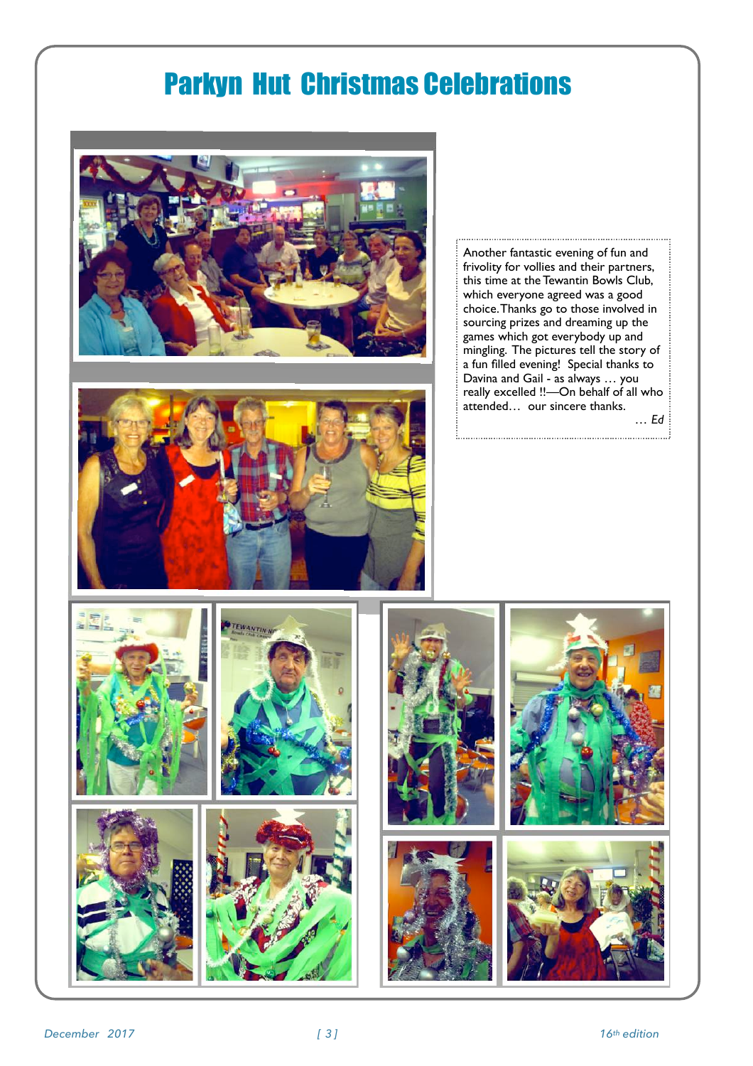# Parkyn Hut Christmas Celebrations

Another fantastic evening of fun and frivolity for vollies and their partners, this time at the Tewantin Bowls Club, which everyone agreed was a good choice. Thanks go to those involved in sourcing prizes and dreaming up the games which got everybody up and mingling. The pictures tell the story of a fun filled evening! Special thanks to Davina and Gail - as always … you really excelled !!—On behalf of all who attended… our sincere thanks.

*… Ed*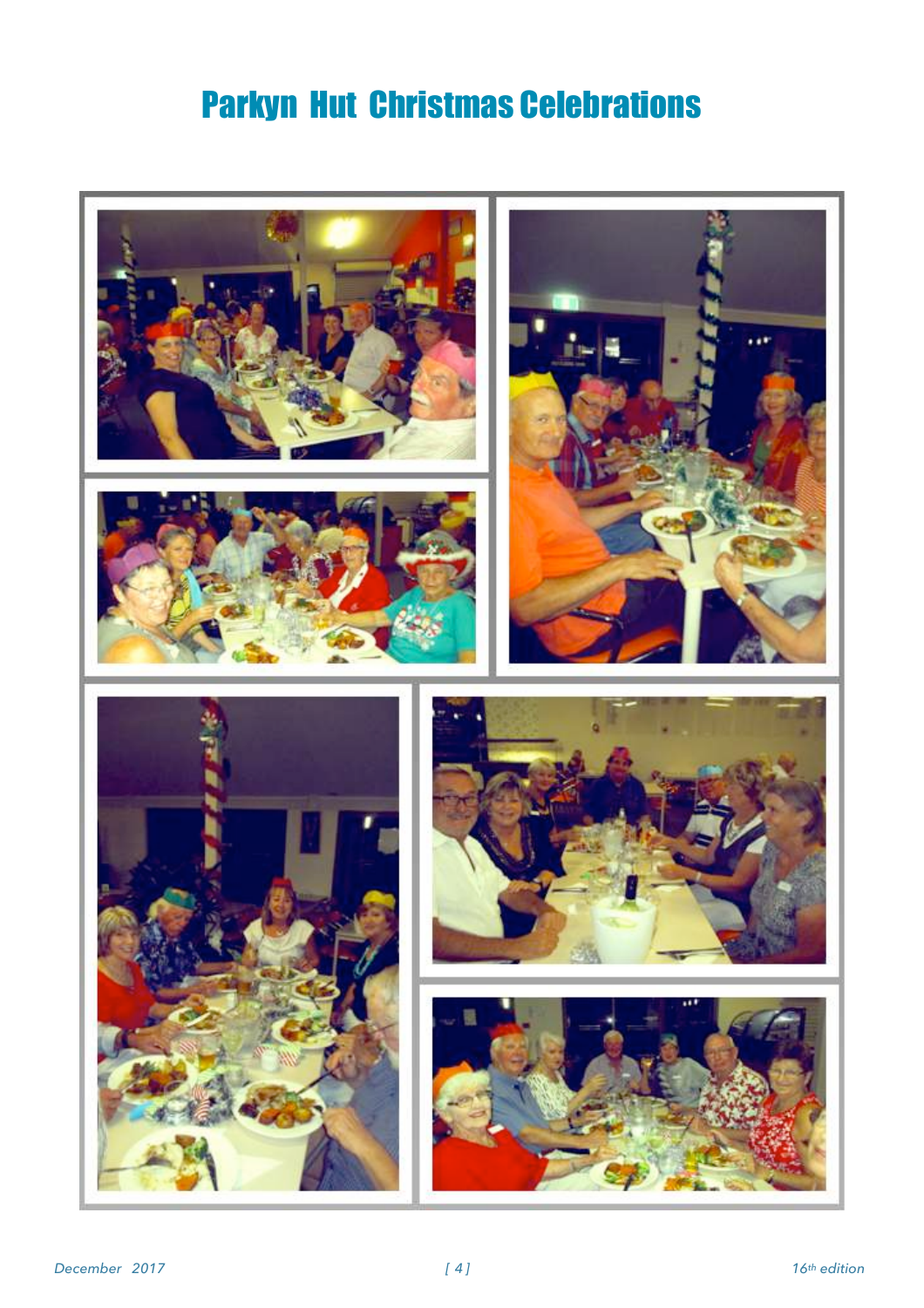# Parkyn Hut Christmas Celebrations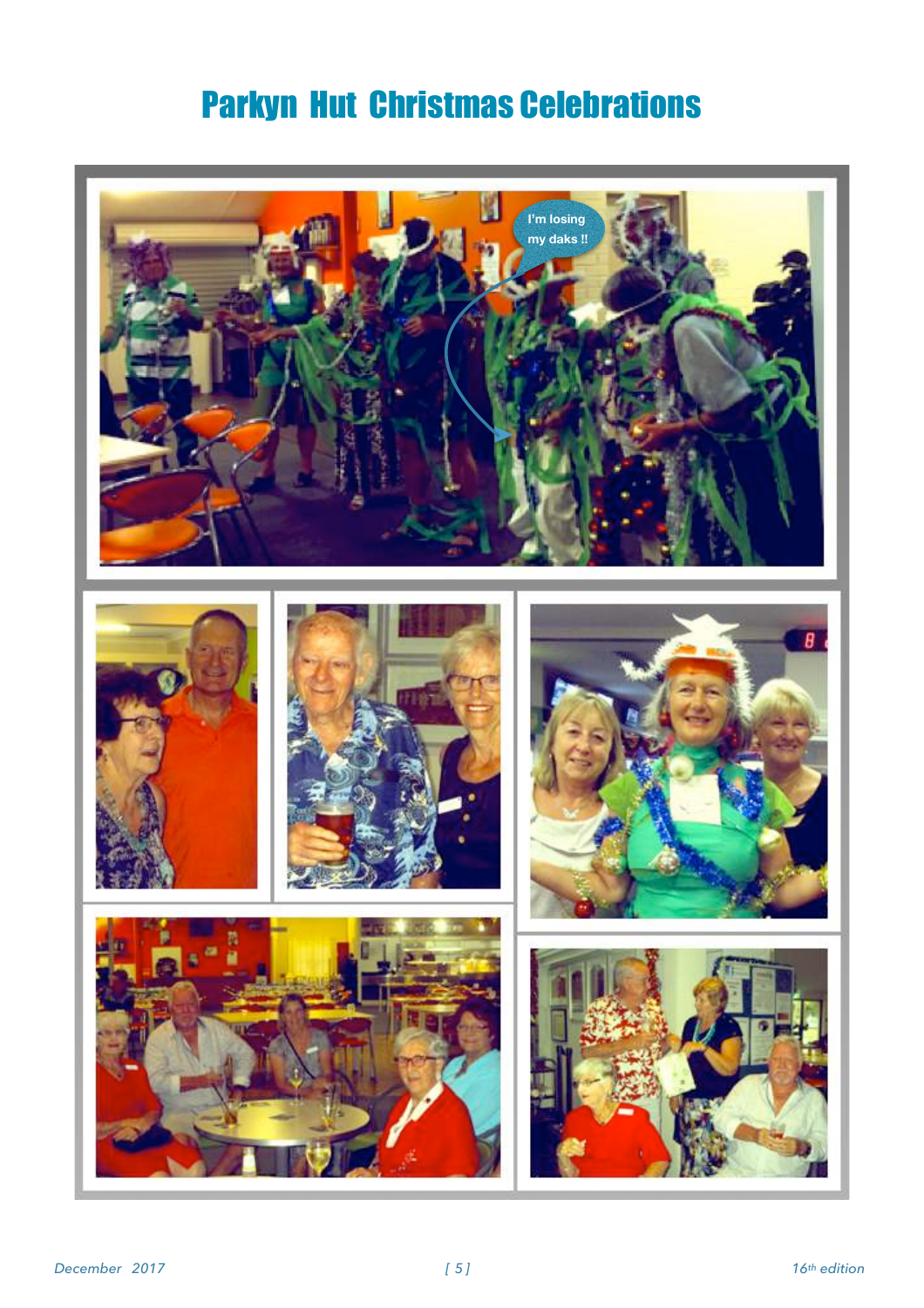# Parkyn Hut Christmas Celebrations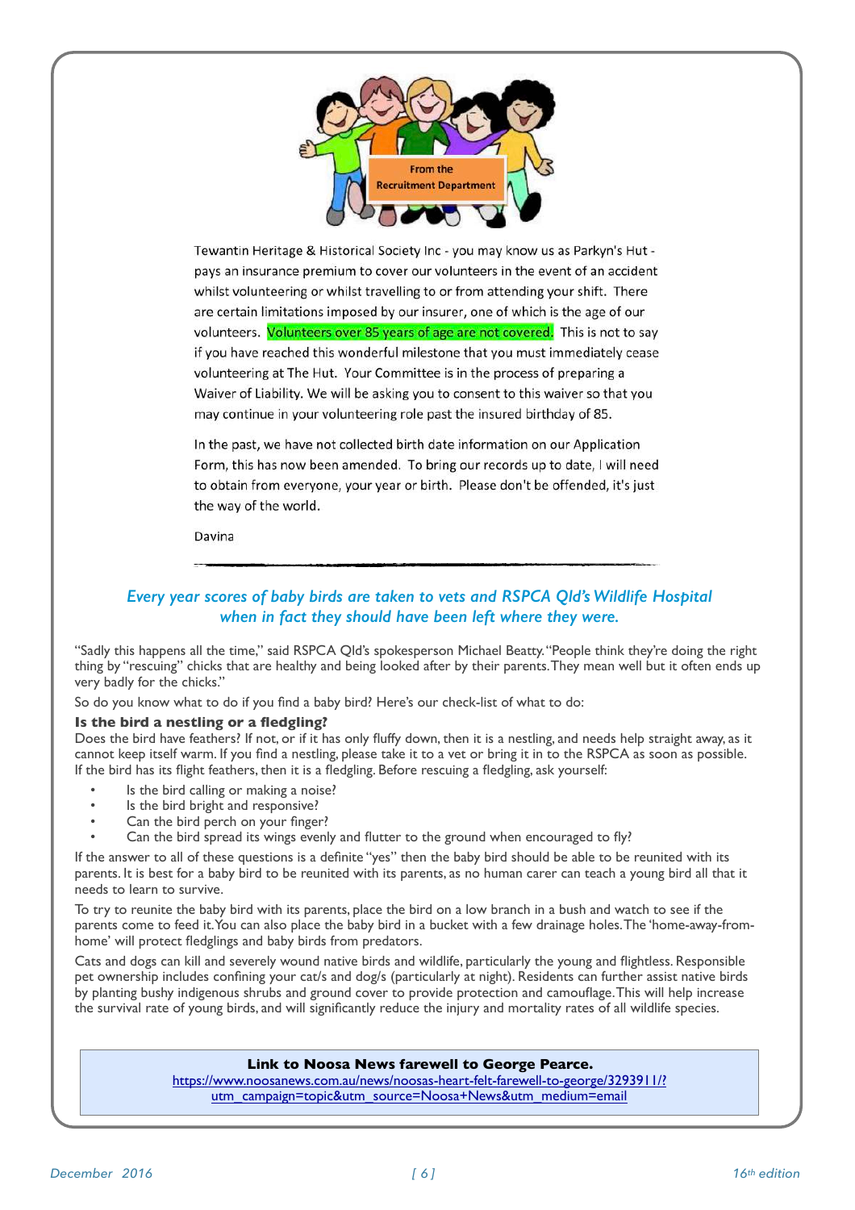From the Recruitment Department

Tewantin Heritage & Historical Society Inc - you may know us as Parkyn's Hut - pays an insurance premium to cover our volunteers in the event of an accident whilst volunteering or whilst travelling to or from attending your shift. There are certain limitations imposed by our insurer, one of which is the age of our volunteers. Volunteers over 85 years of age are not covered. This is not to say if you have reached this wonderful milestone that you must immediately cease volunteering at The Hut. Your Committee is in the process of preparing a Waiver of Liability. We will be asking you to consent to this waiver so that you may continue in your volunteering role past the insured birthday of 85.

In the past, we have not collected birth date information on our Application Form, this has now been amended. To bring our records up to date, I will need to obtain from everyone, your year or birth. Please don't be offended, it's just the way of the world.

Davina

---

## *Every year scores of baby birds are taken to vets and RSPCA Qld's Wildlife Hospital when in fact they should have been left where they were.*

"Sadly this happens all the time," said RSPCA Qld's spokesperson Michael Beatty. "People think they're doing the right thing by "rescuing" chicks that are healthy and being looked after by their parents. They mean well but it often ends up very badly for the chicks."

So do you know what to do if you find a baby bird? Here's our check-list of what to do:

**Is the bird a nestling or a fledgling?**

Does the bird have feathers? If not, or if it has only fluffy down, then it is a nestling, and needs help straight away, as it cannot keep itself warm. If you find a nestling, please take it to a vet or bring it in to the RSPCA as soon as possible. If the bird has its flight feathers, then it is a fledgling. Before rescuing a fledgling, ask yourself:

- Is the bird calling or making a noise?
- Is the bird bright and responsive?
- Can the bird perch on your finger?
- Can the bird spread its wings evenly and flutter to the ground when encouraged to fly?

If the answer to all of these questions is a definite "yes" then the baby bird should be able to be reunited with its parents. It is best for a baby bird to be reunited with its parents, as no human carer can teach a young bird all that it needs to learn to survive.

To try to reunite the baby bird with its parents, place the bird on a low branch in a bush and watch to see if the parents come to feed it. You can also place the baby bird in a bucket with a few drainage holes. The 'home-away-from-home' will protect fledglings and baby birds from predators.

Cats and dogs can kill and severely wound native birds and wildlife, particularly the young and flightless. Responsible pet ownership includes confining your cat/s and dog/s (particularly at night). Residents can further assist native birds by planting bushy indigenous shrubs and ground cover to provide protection and camouflage. This will help increase the survival rate of young birds, and will significantly reduce the injury and mortality rates of all wildlife species.

**Link to Noosa News farewell to George Pearce.**
https://www.noosanews.com.au/news/noosas-heart-felt-farewell-to-george/3293911/?utm_campaign=topic&utm_source=Noosa+News&utm_medium=email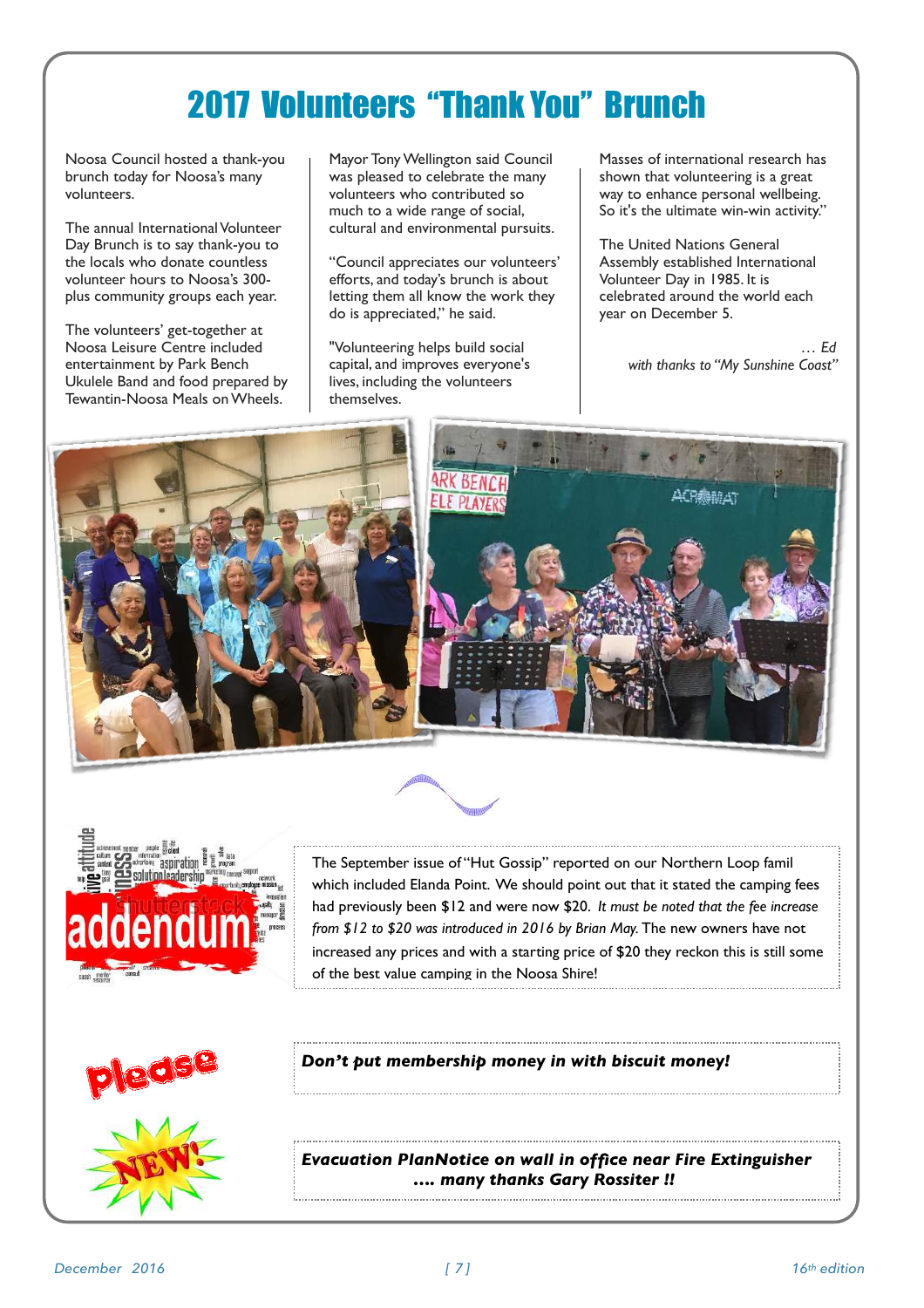# 2017 Volunteers "Thank You" Brunch

Noosa Council hosted a thank-you brunch today for Noosa's many volunteers.

The annual International Volunteer Day Brunch is to say thank-you to the locals who donate countless volunteer hours to Noosa's 300-plus community groups each year.

The volunteers' get-together at Noosa Leisure Centre included entertainment by Park Bench Ukulele Band and food prepared by Tewantin-Noosa Meals on Wheels.

Mayor Tony Wellington said Council was pleased to celebrate the many volunteers who contributed so much to a wide range of social, cultural and environmental pursuits.

"Council appreciates our volunteers' efforts, and today's brunch is about letting them all know the work they do is appreciated," he said.

"Volunteering helps build social capital, and improves everyone's lives, including the volunteers themselves.

Masses of international research has shown that volunteering is a great way to enhance personal wellbeing. So it's the ultimate win-win activity."

The United Nations General Assembly established International Volunteer Day in 1985. It is celebrated around the world each year on December 5.

*… Ed*
*with thanks to "My Sunshine Coast"*

The September issue of "Hut Gossip" reported on our Northern Loop famil which included Elanda Point. We should point out that it stated the camping fees had previously been $12 and were now $20. *It must be noted that the fee increase from $12 to $20 was introduced in 2016 by Brian May.* The new owners have not increased any prices and with a starting price of $20 they reckon this is still some of the best value camping in the Noosa Shire!

***Don't put membership money in with biscuit money!***

***Evacuation PlanNotice on wall in office near Fire Extinguisher***
***…. many thanks Gary Rossiter !!***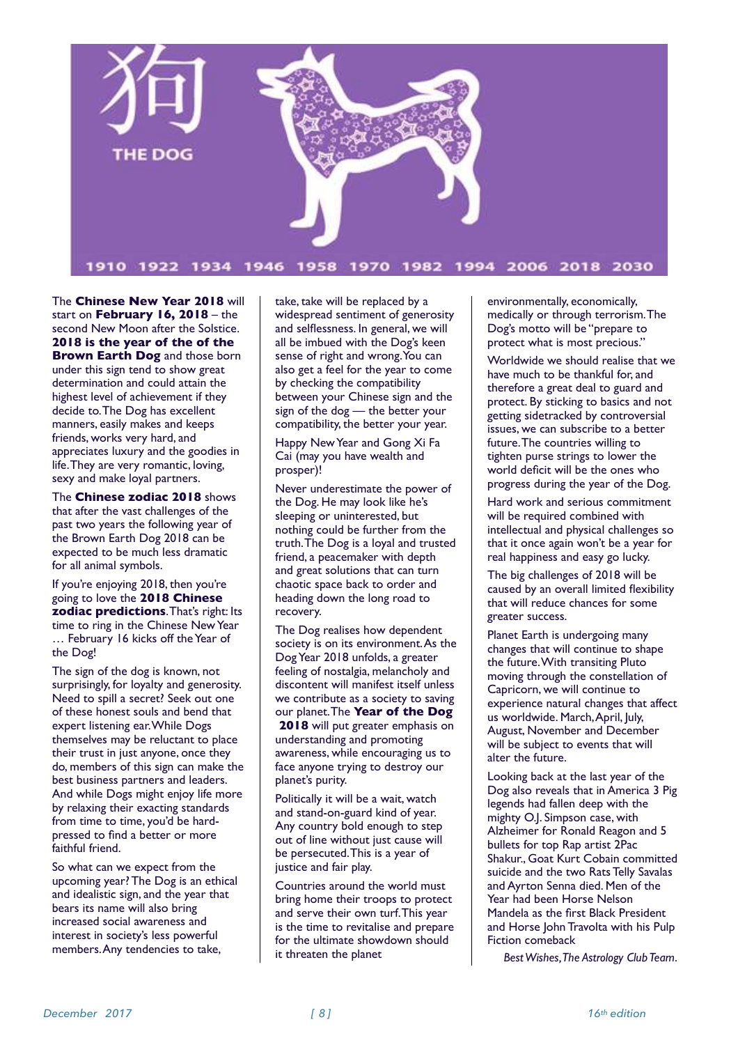狗

THE DOG

1910 1922 1934 1946 1958 1970 1982 1994 2006 2018 2030

The **Chinese New Year 2018** will start on **February 16, 2018** – the second New Moon after the Solstice. **2018 is the year of the of the Brown Earth Dog** and those born under this sign tend to show great determination and could attain the highest level of achievement if they decide to. The Dog has excellent manners, easily makes and keeps friends, works very hard, and appreciates luxury and the goodies in life. They are very romantic, loving, sexy and make loyal partners.

The **Chinese zodiac 2018** shows that after the vast challenges of the past two years the following year of the Brown Earth Dog 2018 can be expected to be much less dramatic for all animal symbols.

If you're enjoying 2018, then you're going to love the **2018 Chinese zodiac predictions**. That's right: Its time to ring in the Chinese New Year … February 16 kicks off the Year of the Dog!

The sign of the dog is known, not surprisingly, for loyalty and generosity. Need to spill a secret? Seek out one of these honest souls and bend that expert listening ear. While Dogs themselves may be reluctant to place their trust in just anyone, once they do, members of this sign can make the best business partners and leaders. And while Dogs might enjoy life more by relaxing their exacting standards from time to time, you'd be hard-pressed to find a better or more faithful friend.

So what can we expect from the upcoming year? The Dog is an ethical and idealistic sign, and the year that bears its name will also bring increased social awareness and interest in society's less powerful members. Any tendencies to take, take will be replaced by a widespread sentiment of generosity and selflessness. In general, we will all be imbued with the Dog's keen sense of right and wrong. You can also get a feel for the year to come by checking the compatibility between your Chinese sign and the sign of the dog — the better your compatibility, the better your year.

Happy New Year and Gong Xi Fa Cai (may you have wealth and prosper)!

Never underestimate the power of the Dog. He may look like he's sleeping or uninterested, but nothing could be further from the truth. The Dog is a loyal and trusted friend, a peacemaker with depth and great solutions that can turn chaotic space back to order and heading down the long road to recovery.

The Dog realises how dependent society is on its environment. As the Dog Year 2018 unfolds, a greater feeling of nostalgia, melancholy and discontent will manifest itself unless we contribute as a society to saving our planet. The **Year of the Dog 2018** will put greater emphasis on understanding and promoting awareness, while encouraging us to face anyone trying to destroy our planet's purity.

Politically it will be a wait, watch and stand-on-guard kind of year. Any country bold enough to step out of line without just cause will be persecuted. This is a year of justice and fair play.

Countries around the world must bring home their troops to protect and serve their own turf. This year is the time to revitalise and prepare for the ultimate showdown should it threaten the planet environmentally, economically, medically or through terrorism. The Dog's motto will be "prepare to protect what is most precious."

Worldwide we should realise that we have much to be thankful for, and therefore a great deal to guard and protect. By sticking to basics and not getting sidetracked by controversial issues, we can subscribe to a better future. The countries willing to tighten purse strings to lower the world deficit will be the ones who progress during the year of the Dog.

Hard work and serious commitment will be required combined with intellectual and physical challenges so that it once again won't be a year for real happiness and easy go lucky.

The big challenges of 2018 will be caused by an overall limited flexibility that will reduce chances for some greater success.

Planet Earth is undergoing many changes that will continue to shape the future. With transiting Pluto moving through the constellation of Capricorn, we will continue to experience natural changes that affect us worldwide. March, April, July, August, November and December will be subject to events that will alter the future.

Looking back at the last year of the Dog also reveals that in America 3 Pig legends had fallen deep with the mighty O.J. Simpson case, with Alzheimer for Ronald Reagon and 5 bullets for top Rap artist 2Pac Shakur., Goat Kurt Cobain committed suicide and the two Rats Telly Savalas and Ayrton Senna died. Men of the Year had been Horse Nelson Mandela as the first Black President and Horse John Travolta with his Pulp Fiction comeback

*Best Wishes, The Astrology Club Team.*